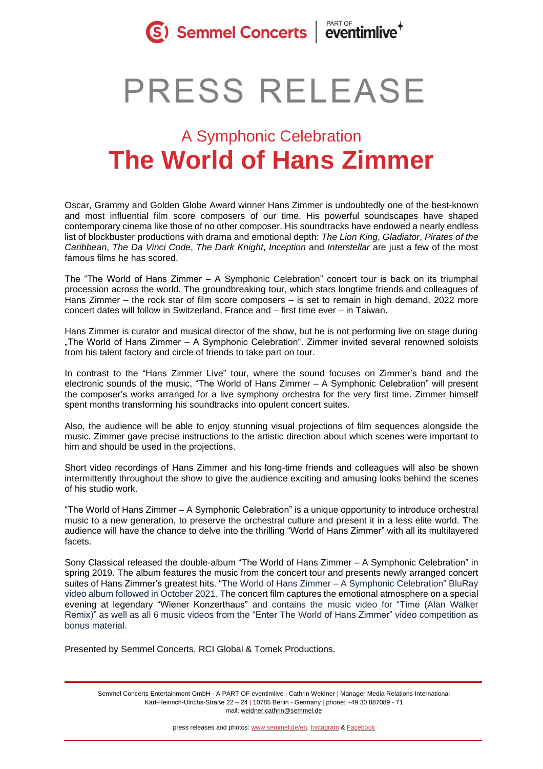Semmel Concerts | PART OF eventimlive

# PRESS RELEASE

## A Symphonic Celebration
# The World of Hans Zimmer

Oscar, Grammy and Golden Globe Award winner Hans Zimmer is undoubtedly one of the best-known and most influential film score composers of our time. His powerful soundscapes have shaped contemporary cinema like those of no other composer. His soundtracks have endowed a nearly endless list of blockbuster productions with drama and emotional depth: *The Lion King*, *Gladiator*, *Pirates of the Caribbean*, *The Da Vinci Code*, *The Dark Knight*, *Inception* and *Interstellar* are just a few of the most famous films he has scored.

The "The World of Hans Zimmer – A Symphonic Celebration" concert tour is back on its triumphal procession across the world. The groundbreaking tour, which stars longtime friends and colleagues of Hans Zimmer – the rock star of film score composers – is set to remain in high demand. 2022 more concert dates will follow in Switzerland, France and – first time ever – in Taiwan.

Hans Zimmer is curator and musical director of the show, but he is not performing live on stage during „The World of Hans Zimmer – A Symphonic Celebration". Zimmer invited several renowned soloists from his talent factory and circle of friends to take part on tour.

In contrast to the "Hans Zimmer Live" tour, where the sound focuses on Zimmer's band and the electronic sounds of the music, "The World of Hans Zimmer – A Symphonic Celebration" will present the composer's works arranged for a live symphony orchestra for the very first time. Zimmer himself spent months transforming his soundtracks into opulent concert suites.

Also, the audience will be able to enjoy stunning visual projections of film sequences alongside the music. Zimmer gave precise instructions to the artistic direction about which scenes were important to him and should be used in the projections.

Short video recordings of Hans Zimmer and his long-time friends and colleagues will also be shown intermittently throughout the show to give the audience exciting and amusing looks behind the scenes of his studio work.

"The World of Hans Zimmer – A Symphonic Celebration" is a unique opportunity to introduce orchestral music to a new generation, to preserve the orchestral culture and present it in a less elite world. The audience will have the chance to delve into the thrilling "World of Hans Zimmer" with all its multilayered facets.

Sony Classical released the double-album "The World of Hans Zimmer – A Symphonic Celebration" in spring 2019. The album features the music from the concert tour and presents newly arranged concert suites of Hans Zimmer's greatest hits. "The World of Hans Zimmer – A Symphonic Celebration" BluRay video album followed in October 2021. The concert film captures the emotional atmosphere on a special evening at legendary "Wiener Konzerthaus" and contains the music video for "Time (Alan Walker Remix)" as well as all 6 music videos from the "Enter The World of Hans Zimmer" video competition as bonus material.

Presented by Semmel Concerts, RCI Global & Tomek Productions.

Semmel Concerts Entertainment GmbH - A PART OF eventimlive | Cathrin Weidner | Manager Media Relations International
Karl-Heinrich-Ulrichs-Straße 22 – 24 | 10785 Berlin - Germany | phone: +49 30 887089 - 71
mail: weidner.cathrin@semmel.de

press releases and photos: www.semmel.de/en, Instagram & Facebook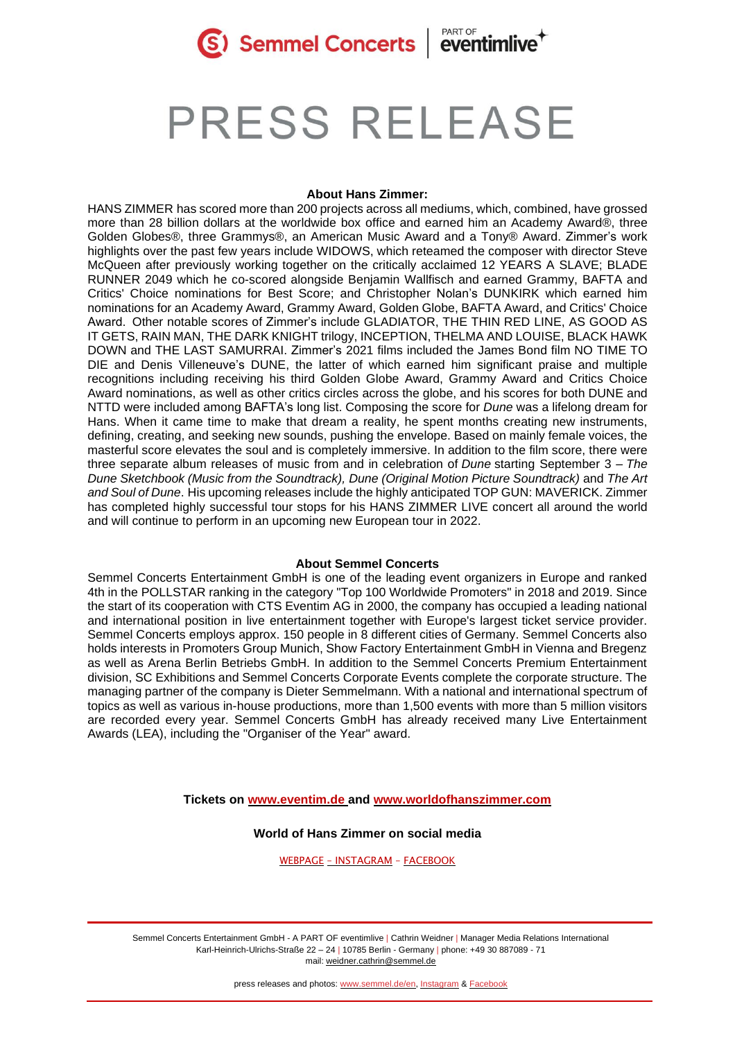# PRESS RELEASE

**About Hans Zimmer:**

HANS ZIMMER has scored more than 200 projects across all mediums, which, combined, have grossed more than 28 billion dollars at the worldwide box office and earned him an Academy Award®, three Golden Globes®, three Grammys®, an American Music Award and a Tony® Award. Zimmer's work highlights over the past few years include WIDOWS, which reteamed the composer with director Steve McQueen after previously working together on the critically acclaimed 12 YEARS A SLAVE; BLADE RUNNER 2049 which he co-scored alongside Benjamin Wallfisch and earned Grammy, BAFTA and Critics' Choice nominations for Best Score; and Christopher Nolan's DUNKIRK which earned him nominations for an Academy Award, Grammy Award, Golden Globe, BAFTA Award, and Critics' Choice Award. Other notable scores of Zimmer's include GLADIATOR, THE THIN RED LINE, AS GOOD AS IT GETS, RAIN MAN, THE DARK KNIGHT trilogy, INCEPTION, THELMA AND LOUISE, BLACK HAWK DOWN and THE LAST SAMURAI. Zimmer's 2021 films included the James Bond film NO TIME TO DIE and Denis Villeneuve's DUNE, the latter of which earned him significant praise and multiple recognitions including receiving his third Golden Globe Award, Grammy Award and Critics Choice Award nominations, as well as other critics circles across the globe, and his scores for both DUNE and NTTD were included among BAFTA's long list. Composing the score for *Dune* was a lifelong dream for Hans. When it came time to make that dream a reality, he spent months creating new instruments, defining, creating, and seeking new sounds, pushing the envelope. Based on mainly female voices, the masterful score elevates the soul and is completely immersive. In addition to the film score, there were three separate album releases of music from and in celebration of *Dune* starting September 3 – *The Dune Sketchbook (Music from the Soundtrack), Dune (Original Motion Picture Soundtrack)* and *The Art and Soul of Dune*. His upcoming releases include the highly anticipated TOP GUN: MAVERICK. Zimmer has completed highly successful tour stops for his HANS ZIMMER LIVE concert all around the world and will continue to perform in an upcoming new European tour in 2022.

**About Semmel Concerts**

Semmel Concerts Entertainment GmbH is one of the leading event organizers in Europe and ranked 4th in the POLLSTAR ranking in the category "Top 100 Worldwide Promoters" in 2018 and 2019. Since the start of its cooperation with CTS Eventim AG in 2000, the company has occupied a leading national and international position in live entertainment together with Europe's largest ticket service provider. Semmel Concerts employs approx. 150 people in 8 different cities of Germany. Semmel Concerts also holds interests in Promoters Group Munich, Show Factory Entertainment GmbH in Vienna and Bregenz as well as Arena Berlin Betriebs GmbH. In addition to the Semmel Concerts Premium Entertainment division, SC Exhibitions and Semmel Concerts Corporate Events complete the corporate structure. The managing partner of the company is Dieter Semmelmann. With a national and international spectrum of topics as well as various in-house productions, more than 1,500 events with more than 5 million visitors are recorded every year. Semmel Concerts GmbH has already received many Live Entertainment Awards (LEA), including the "Organiser of the Year" award.

**Tickets on www.eventim.de and www.worldofhanszimmer.com**

**World of Hans Zimmer on social media**

WEBPAGE – INSTAGRAM – FACEBOOK

Semmel Concerts Entertainment GmbH - A PART OF eventimlive | Cathrin Weidner | Manager Media Relations International
Karl-Heinrich-Ulrichs-Straße 22 – 24 | 10785 Berlin - Germany | phone: +49 30 887089 - 71
mail: weidner.cathrin@semmel.de

press releases and photos: www.semmel.de/en, Instagram & Facebook